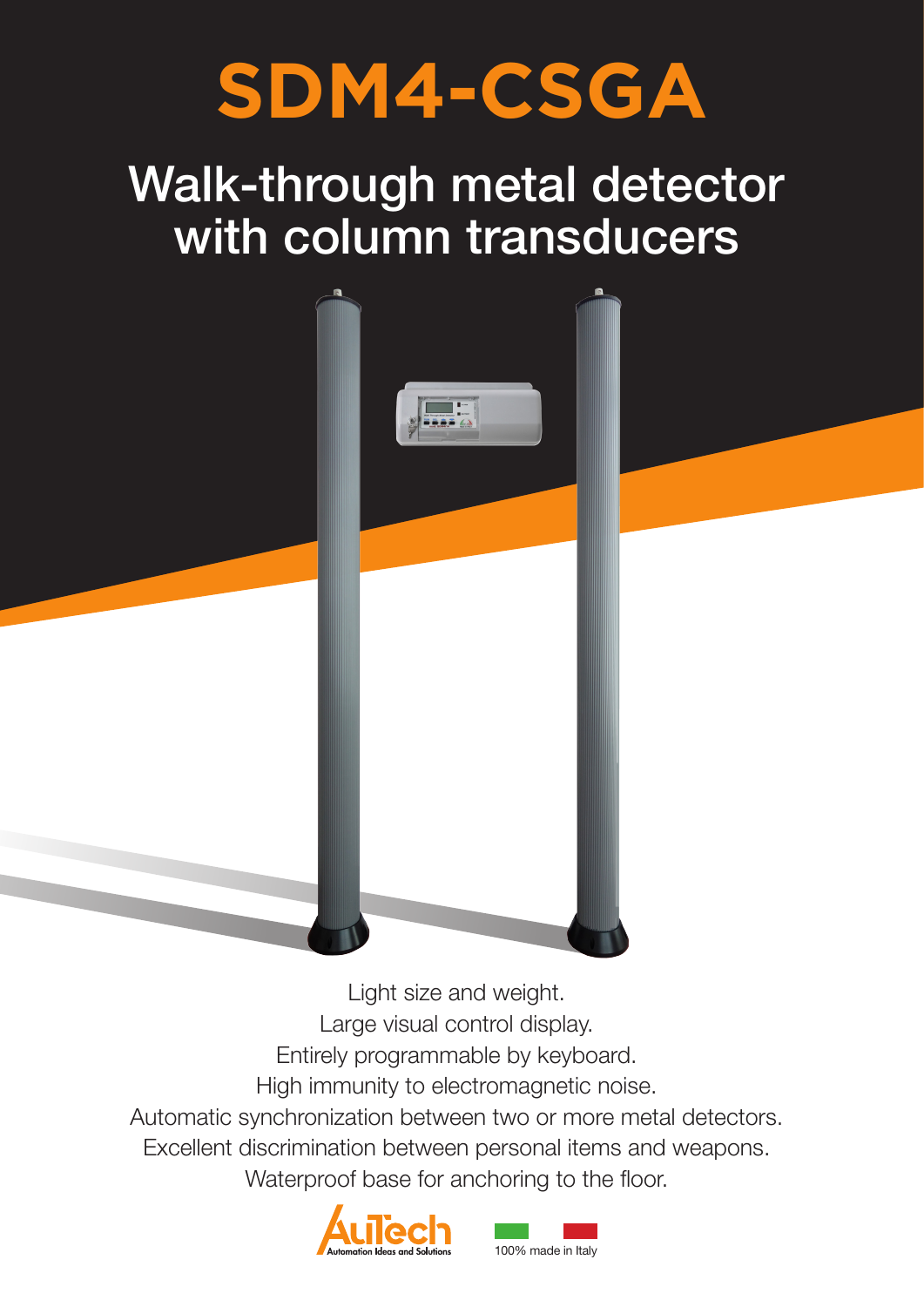# SDM4-CSGA

## Walk-through metal detector with column transducers

Light size and weight.
Large visual control display.
Entirely programmable by keyboard.
High immunity to electromagnetic noise.
Automatic synchronization between two or more metal detectors.
Excellent discrimination between personal items and weapons.
Waterproof base for anchoring to the floor.

AuTech
Automation Ideas and Solutions

100% made in Italy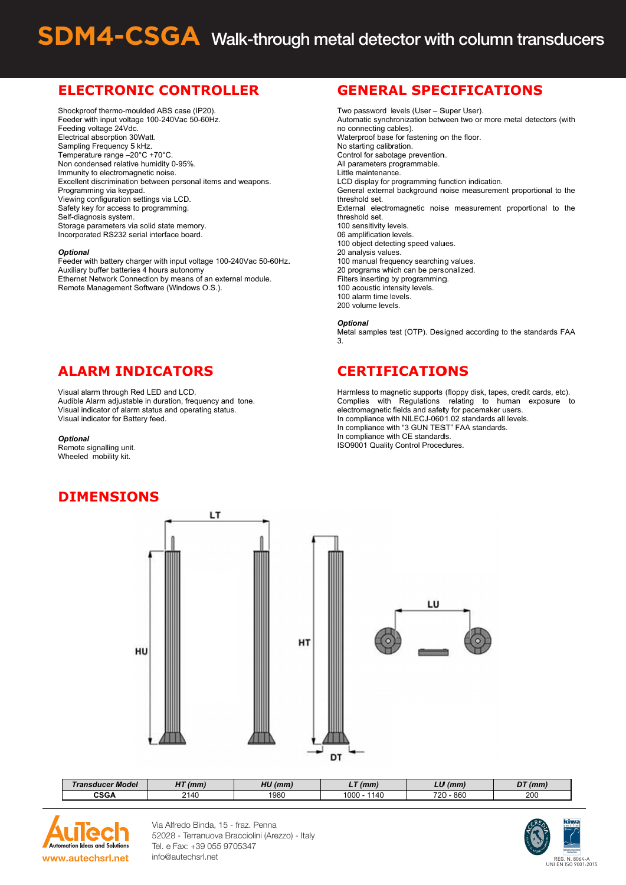# SDM4-CSGA Walk-through metal detector with column transducers

## ELECTRONIC CONTROLLER

Shockproof thermo-moulded ABS case (IP20).
Feeder with input voltage 100-240Vac 50-60Hz.
Feeding voltage 24Vdc.
Electrical absorption 30Watt.
Sampling Frequency 5 kHz.
Temperature range –20°C +70°C.
Non condensed relative humidity 0-95%.
Immunity to electromagnetic noise.
Excellent discrimination between personal items and weapons.
Programming via keypad.
Viewing configuration settings via LCD.
Safety key for access to programming.
Self-diagnosis system.
Storage parameters via solid state memory.
Incorporated RS232 serial interface board.

***Optional***
Feeder with battery charger with input voltage 100-240Vac 50-60Hz.
Auxiliary buffer batteries 4 hours autonomy
Ethernet Network Connection by means of an external module.
Remote Management Software (Windows O.S.).

## GENERAL SPECIFICATIONS

Two password levels (User – Super User).
Automatic synchronization between two or more metal detectors (with no connecting cables).
Waterproof base for fastening on the floor.
No starting calibration.
Control for sabotage prevention.
All parameters programmable.
Little maintenance.
LCD display for programming function indication.
General external background noise measurement proportional to the threshold set.
External electromagnetic noise measurement proportional to the threshold set.
100 sensitivity levels.
06 amplification levels.
100 object detecting speed values.
20 analysis values.
100 manual frequency searching values.
20 programs which can be personalized.
Filters inserting by programming.
100 acoustic intensity levels.
100 alarm time levels.
200 volume levels.

***Optional***
Metal samples test (OTP). Designed according to the standards FAA 3.

## ALARM INDICATORS

Visual alarm through Red LED and LCD.
Audible Alarm adjustable in duration, frequency and tone.
Visual indicator of alarm status and operating status.
Visual indicator for Battery feed.

***Optional***
Remote signalling unit.
Wheeled mobility kit.

## CERTIFICATIONS

Harmless to magnetic supports (floppy disk, tapes, credit cards, etc).
Complies with Regulations relating to human exposure to electromagnetic fields and safety for pacemaker users.
In compliance with NILECJ-0601.02 standards all levels.
In compliance with "3 GUN TEST" FAA standards.
In compliance with CE standards.
ISO9001 Quality Control Procedures.

## DIMENSIONS

LT
HU
HT
LU
DT

| Transducer Model | HT (mm) | HU (mm) | LT (mm) | LU (mm) | DT (mm) |
|---|---|---|---|---|---|
| CSGA | 2140 | 1980 | 1000 - 1140 | 720 - 860 | 200 |

AuTech Automation Ideas and Solutions
www.autechsrl.net

Via Alfredo Binda, 15 - fraz. Penna
52028 - Terranuova Bracciolini (Arezzo) - Italy
Tel. e Fax: +39 055 9705347
info@autechsrl.net

REG. N. 8064-A
UNI EN ISO 9001:2015